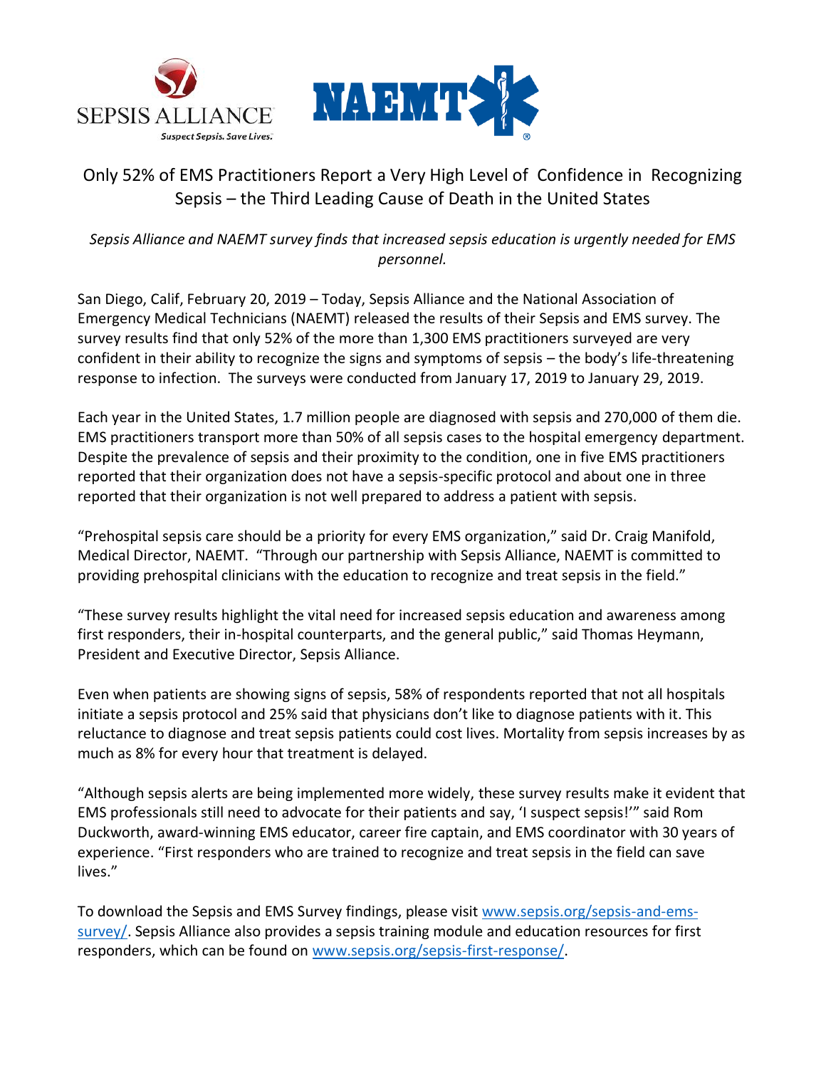SEPSIS ALLIANCE
*Suspect Sepsis. Save Lives.*

NAEMT

# Only 52% of EMS Practitioners Report a Very High Level of Confidence in Recognizing Sepsis – the Third Leading Cause of Death in the United States

*Sepsis Alliance and NAEMT survey finds that increased sepsis education is urgently needed for EMS personnel.*

San Diego, Calif, February 20, 2019 – Today, Sepsis Alliance and the National Association of Emergency Medical Technicians (NAEMT) released the results of their Sepsis and EMS survey. The survey results find that only 52% of the more than 1,300 EMS practitioners surveyed are very confident in their ability to recognize the signs and symptoms of sepsis – the body's life-threatening response to infection. The surveys were conducted from January 17, 2019 to January 29, 2019.

Each year in the United States, 1.7 million people are diagnosed with sepsis and 270,000 of them die. EMS practitioners transport more than 50% of all sepsis cases to the hospital emergency department. Despite the prevalence of sepsis and their proximity to the condition, one in five EMS practitioners reported that their organization does not have a sepsis-specific protocol and about one in three reported that their organization is not well prepared to address a patient with sepsis.

"Prehospital sepsis care should be a priority for every EMS organization," said Dr. Craig Manifold, Medical Director, NAEMT. "Through our partnership with Sepsis Alliance, NAEMT is committed to providing prehospital clinicians with the education to recognize and treat sepsis in the field."

"These survey results highlight the vital need for increased sepsis education and awareness among first responders, their in-hospital counterparts, and the general public," said Thomas Heymann, President and Executive Director, Sepsis Alliance.

Even when patients are showing signs of sepsis, 58% of respondents reported that not all hospitals initiate a sepsis protocol and 25% said that physicians don't like to diagnose patients with it. This reluctance to diagnose and treat sepsis patients could cost lives. Mortality from sepsis increases by as much as 8% for every hour that treatment is delayed.

"Although sepsis alerts are being implemented more widely, these survey results make it evident that EMS professionals still need to advocate for their patients and say, 'I suspect sepsis!'" said Rom Duckworth, award-winning EMS educator, career fire captain, and EMS coordinator with 30 years of experience. "First responders who are trained to recognize and treat sepsis in the field can save lives."

To download the Sepsis and EMS Survey findings, please visit [www.sepsis.org/sepsis-and-ems-survey/](www.sepsis.org/sepsis-and-ems-survey/). Sepsis Alliance also provides a sepsis training module and education resources for first responders, which can be found on [www.sepsis.org/sepsis-first-response/](www.sepsis.org/sepsis-first-response/).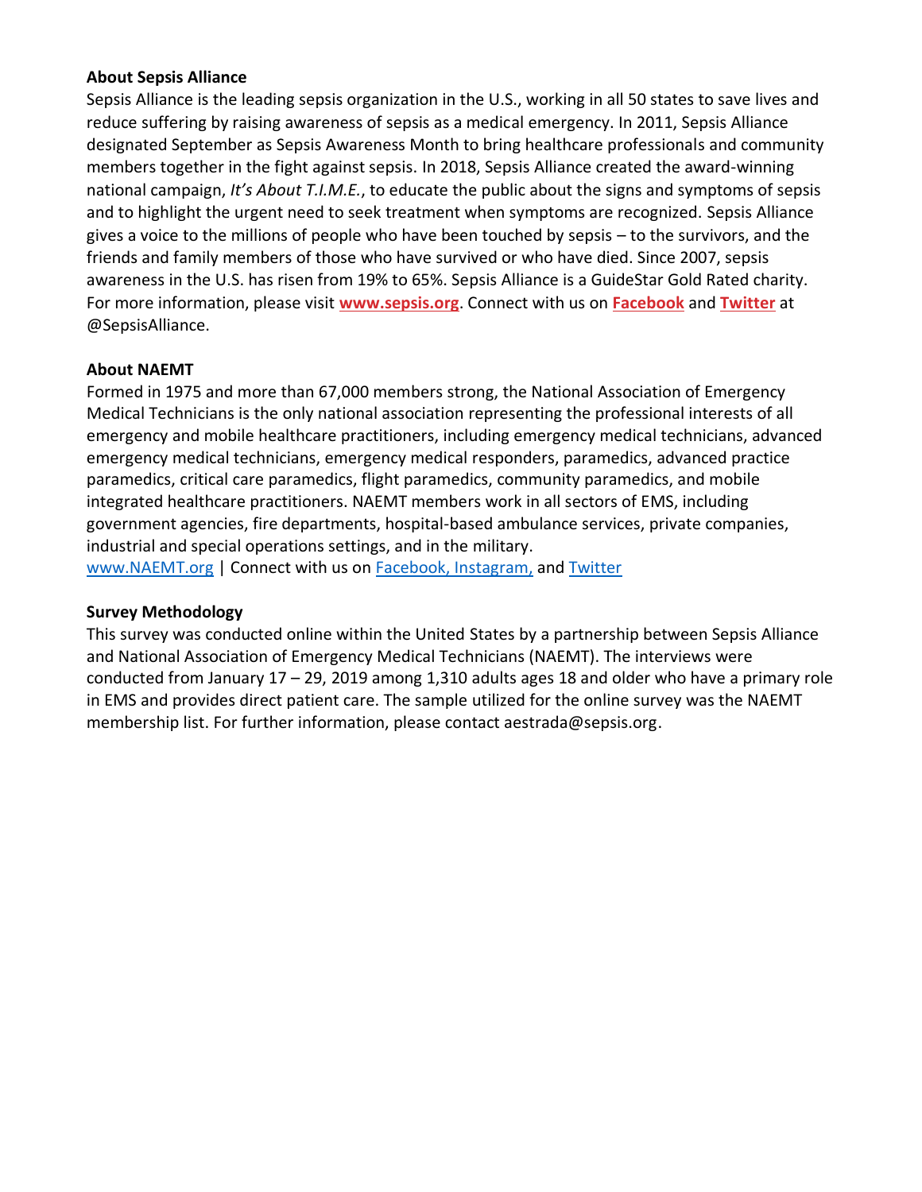**About Sepsis Alliance**

Sepsis Alliance is the leading sepsis organization in the U.S., working in all 50 states to save lives and reduce suffering by raising awareness of sepsis as a medical emergency. In 2011, Sepsis Alliance designated September as Sepsis Awareness Month to bring healthcare professionals and community members together in the fight against sepsis. In 2018, Sepsis Alliance created the award-winning national campaign, *It's About T.I.M.E.*, to educate the public about the signs and symptoms of sepsis and to highlight the urgent need to seek treatment when symptoms are recognized. Sepsis Alliance gives a voice to the millions of people who have been touched by sepsis – to the survivors, and the friends and family members of those who have survived or who have died. Since 2007, sepsis awareness in the U.S. has risen from 19% to 65%. Sepsis Alliance is a GuideStar Gold Rated charity. For more information, please visit **www.sepsis.org**. Connect with us on **Facebook** and **Twitter** at @SepsisAlliance.

**About NAEMT**

Formed in 1975 and more than 67,000 members strong, the National Association of Emergency Medical Technicians is the only national association representing the professional interests of all emergency and mobile healthcare practitioners, including emergency medical technicians, advanced emergency medical technicians, emergency medical responders, paramedics, advanced practice paramedics, critical care paramedics, flight paramedics, community paramedics, and mobile integrated healthcare practitioners. NAEMT members work in all sectors of EMS, including government agencies, fire departments, hospital-based ambulance services, private companies, industrial and special operations settings, and in the military.
www.NAEMT.org | Connect with us on Facebook, Instagram, and Twitter

**Survey Methodology**

This survey was conducted online within the United States by a partnership between Sepsis Alliance and National Association of Emergency Medical Technicians (NAEMT). The interviews were conducted from January 17 – 29, 2019 among 1,310 adults ages 18 and older who have a primary role in EMS and provides direct patient care. The sample utilized for the online survey was the NAEMT membership list. For further information, please contact aestrada@sepsis.org.